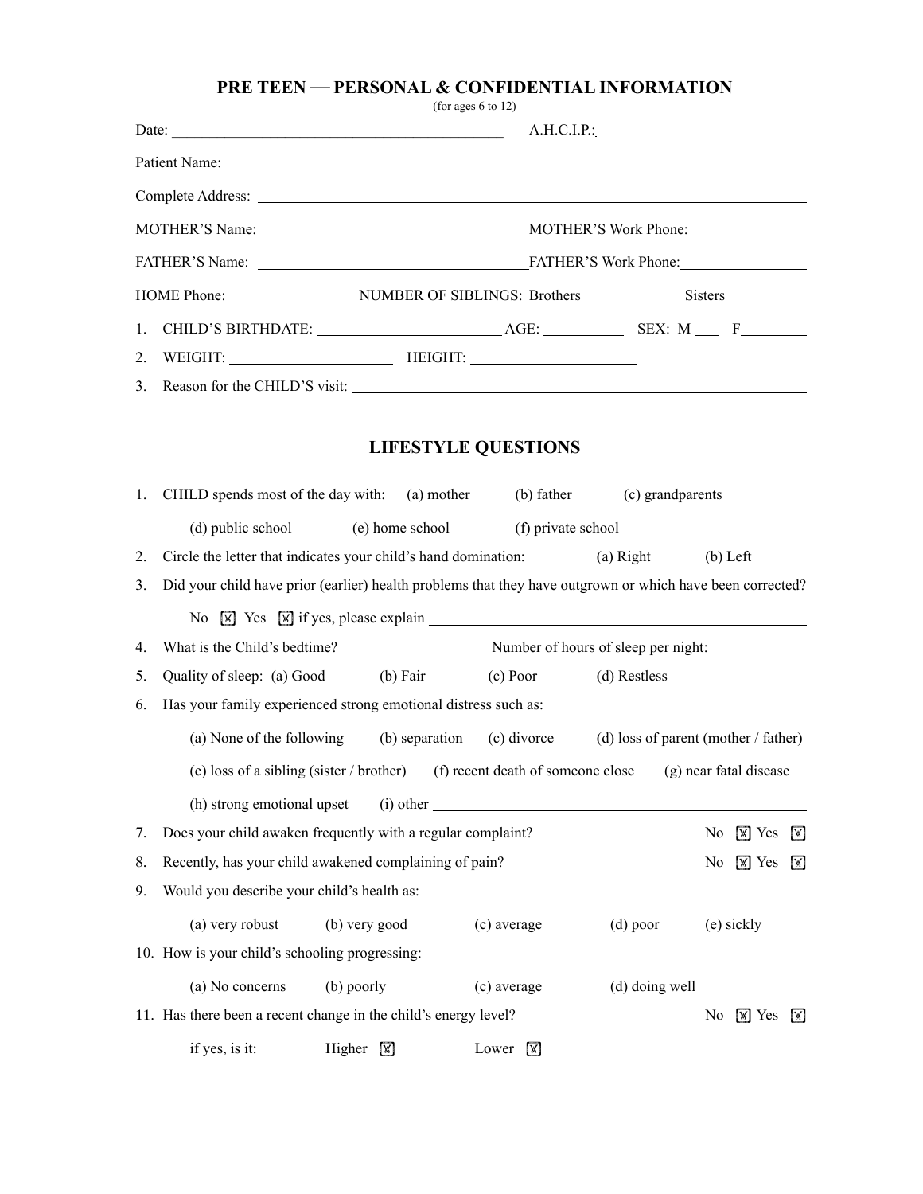# PRE TEEN — PERSONAL & CONFIDENTIAL INFORMATION

(for ages 6 to 12)

Date: ____________________________________________ A.H.C.I.P.:

Patient Name: ____________________________________________

Complete Address: ____________________________________________

MOTHER'S Name: ______________________ MOTHER'S Work Phone: ______________

FATHER'S Name: ______________________ FATHER'S Work Phone: ______________

HOME Phone: ______________ NUMBER OF SIBLINGS: Brothers ____________ Sisters __________

1. CHILD'S BIRTHDATE: ______________________ AGE: __________ SEX: M ___ F________
2. WEIGHT: ____________________ HEIGHT: ____________________
3. Reason for the CHILD'S visit: ____________________________________________

## LIFESTYLE QUESTIONS

1. CHILD spends most of the day with: (a) mother (b) father (c) grandparents

   (d) public school (e) home school (f) private school
2. Circle the letter that indicates your child's hand domination: (a) Right (b) Left
3. Did your child have prior (earlier) health problems that they have outgrown or which have been corrected?

   No ☐ Yes ☐ if yes, please explain ____________________________________________
4. What is the Child's bedtime? __________________ Number of hours of sleep per night: ____________
5. Quality of sleep: (a) Good (b) Fair (c) Poor (d) Restless
6. Has your family experienced strong emotional distress such as:

   (a) None of the following (b) separation (c) divorce (d) loss of parent (mother / father)

   (e) loss of a sibling (sister / brother) (f) recent death of someone close (g) near fatal disease

   (h) strong emotional upset (i) other ____________________________________________
7. Does your child awaken frequently with a regular complaint? No ☐ Yes ☐
8. Recently, has your child awakened complaining of pain? No ☐ Yes ☐
9. Would you describe your child's health as:

   (a) very robust (b) very good (c) average (d) poor (e) sickly
10. How is your child's schooling progressing:

    (a) No concerns (b) poorly (c) average (d) doing well
11. Has there been a recent change in the child's energy level? No ☐ Yes ☐

    if yes, is it: Higher ☐ Lower ☐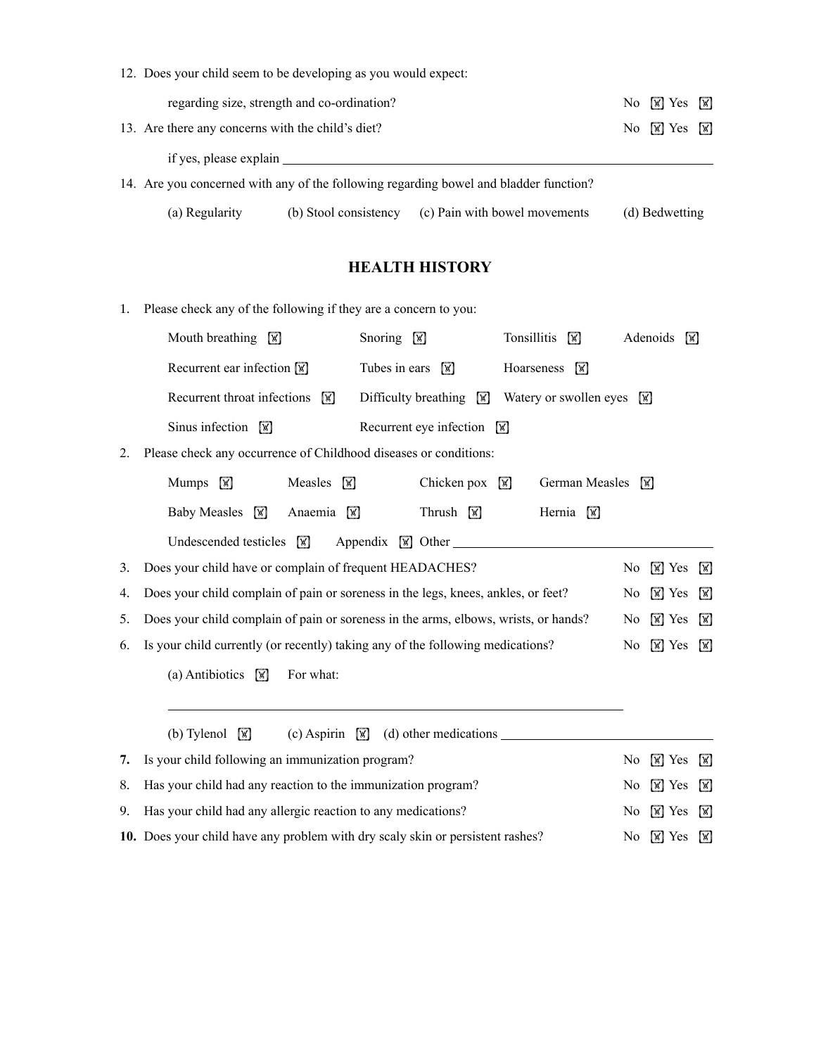12. Does your child seem to be developing as you would expect:

    regarding size, strength and co-ordination? No ☒ Yes ☒

13. Are there any concerns with the child's diet? No ☒ Yes ☒

    if yes, please explain ______________________________

14. Are you concerned with any of the following regarding bowel and bladder function?

    (a) Regularity (b) Stool consistency (c) Pain with bowel movements (d) Bedwetting

## HEALTH HISTORY

1. Please check any of the following if they are a concern to you:

   Mouth breathing ☒ Snoring ☒ Tonsillitis ☒ Adenoids ☒

   Recurrent ear infection ☒ Tubes in ears ☒ Hoarseness ☒

   Recurrent throat infections ☒ Difficulty breathing ☒ Watery or swollen eyes ☒

   Sinus infection ☒ Recurrent eye infection ☒

2. Please check any occurrence of Childhood diseases or conditions:

   Mumps ☒ Measles ☒ Chicken pox ☒ German Measles ☒

   Baby Measles ☒ Anaemia ☒ Thrush ☒ Hernia ☒

   Undescended testicles ☒ Appendix ☒ Other ______________________________

3. Does your child have or complain of frequent HEADACHES? No ☒ Yes ☒
4. Does your child complain of pain or soreness in the legs, knees, ankles, or feet? No ☒ Yes ☒
5. Does your child complain of pain or soreness in the arms, elbows, wrists, or hands? No ☒ Yes ☒
6. Is your child currently (or recently) taking any of the following medications? No ☒ Yes ☒

   (a) Antibiotics ☒ For what:

   ______________________________

   (b) Tylenol ☒ (c) Aspirin ☒ (d) other medications ______________________________

7. Is your child following an immunization program? No ☒ Yes ☒
8. Has your child had any reaction to the immunization program? No ☒ Yes ☒
9. Has your child had any allergic reaction to any medications? No ☒ Yes ☒
10. Does your child have any problem with dry scaly skin or persistent rashes? No ☒ Yes ☒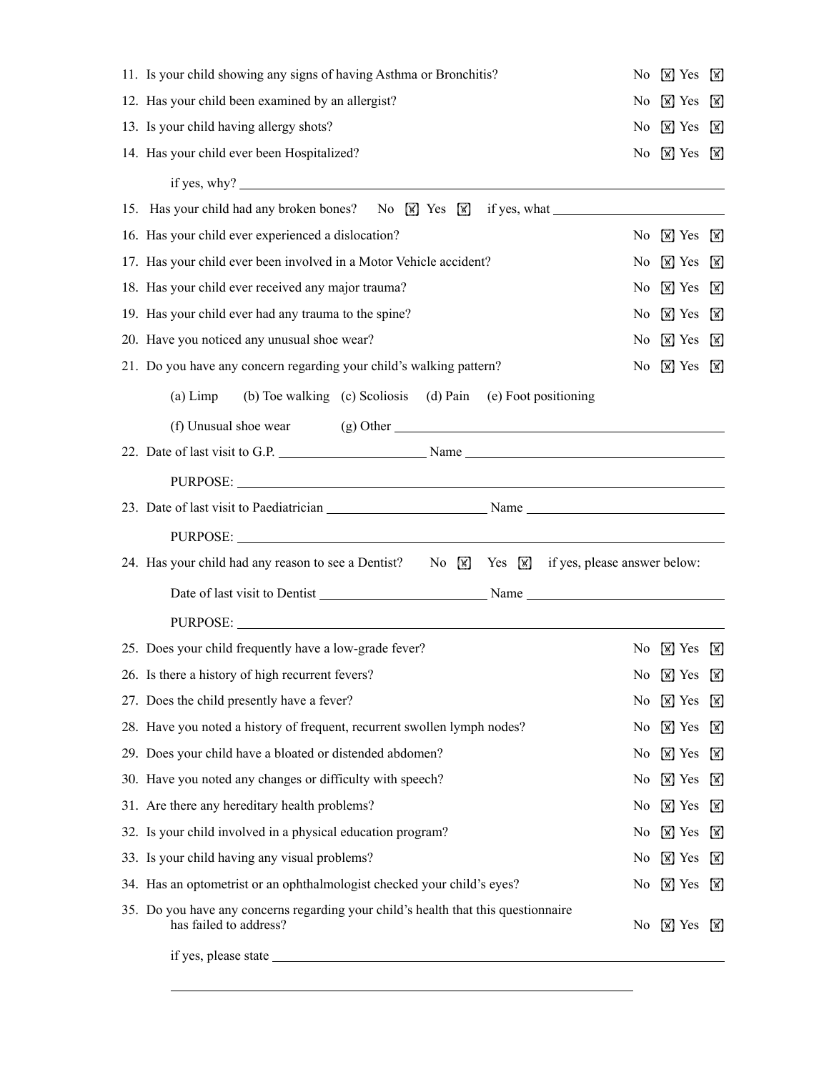11. Is your child showing any signs of having Asthma or Bronchitis? No ☒ Yes ☒
12. Has your child been examined by an allergist? No ☒ Yes ☒
13. Is your child having allergy shots? No ☒ Yes ☒
14. Has your child ever been Hospitalized? No ☒ Yes ☒

    if yes, why? \_\_\_\_\_\_\_\_\_\_\_\_\_\_\_\_\_\_\_\_

15. Has your child had any broken bones? No ☒ Yes ☒ if yes, what \_\_\_\_\_\_\_\_\_\_\_\_\_\_\_\_\_\_\_\_
16. Has your child ever experienced a dislocation? No ☒ Yes ☒
17. Has your child ever been involved in a Motor Vehicle accident? No ☒ Yes ☒
18. Has your child ever received any major trauma? No ☒ Yes ☒
19. Has your child ever had any trauma to the spine? No ☒ Yes ☒
20. Have you noticed any unusual shoe wear? No ☒ Yes ☒
21. Do you have any concern regarding your child's walking pattern? No ☒ Yes ☒

    (a) Limp (b) Toe walking (c) Scoliosis (d) Pain (e) Foot positioning

    (f) Unusual shoe wear (g) Other \_\_\_\_\_\_\_\_\_\_\_\_\_\_\_\_\_\_\_\_

22. Date of last visit to G.P. \_\_\_\_\_\_\_\_\_\_\_\_\_\_\_\_\_\_\_\_ Name \_\_\_\_\_\_\_\_\_\_\_\_\_\_\_\_\_\_\_\_

    PURPOSE: \_\_\_\_\_\_\_\_\_\_\_\_\_\_\_\_\_\_\_\_

23. Date of last visit to Paediatrician \_\_\_\_\_\_\_\_\_\_\_\_\_\_\_\_\_\_\_\_ Name \_\_\_\_\_\_\_\_\_\_\_\_\_\_\_\_\_\_\_\_

    PURPOSE: \_\_\_\_\_\_\_\_\_\_\_\_\_\_\_\_\_\_\_\_

24. Has your child had any reason to see a Dentist? No ☒ Yes ☒ if yes, please answer below:

    Date of last visit to Dentist \_\_\_\_\_\_\_\_\_\_\_\_\_\_\_\_\_\_\_\_ Name \_\_\_\_\_\_\_\_\_\_\_\_\_\_\_\_\_\_\_\_

    PURPOSE: \_\_\_\_\_\_\_\_\_\_\_\_\_\_\_\_\_\_\_\_

25. Does your child frequently have a low-grade fever? No ☒ Yes ☒
26. Is there a history of high recurrent fevers? No ☒ Yes ☒
27. Does the child presently have a fever? No ☒ Yes ☒
28. Have you noted a history of frequent, recurrent swollen lymph nodes? No ☒ Yes ☒
29. Does your child have a bloated or distended abdomen? No ☒ Yes ☒
30. Have you noted any changes or difficulty with speech? No ☒ Yes ☒
31. Are there any hereditary health problems? No ☒ Yes ☒
32. Is your child involved in a physical education program? No ☒ Yes ☒
33. Is your child having any visual problems? No ☒ Yes ☒
34. Has an optometrist or an ophthalmologist checked your child's eyes? No ☒ Yes ☒
35. Do you have any concerns regarding your child's health that this questionnaire has failed to address? No ☒ Yes ☒

    if yes, please state \_\_\_\_\_\_\_\_\_\_\_\_\_\_\_\_\_\_\_\_

    \_\_\_\_\_\_\_\_\_\_\_\_\_\_\_\_\_\_\_\_